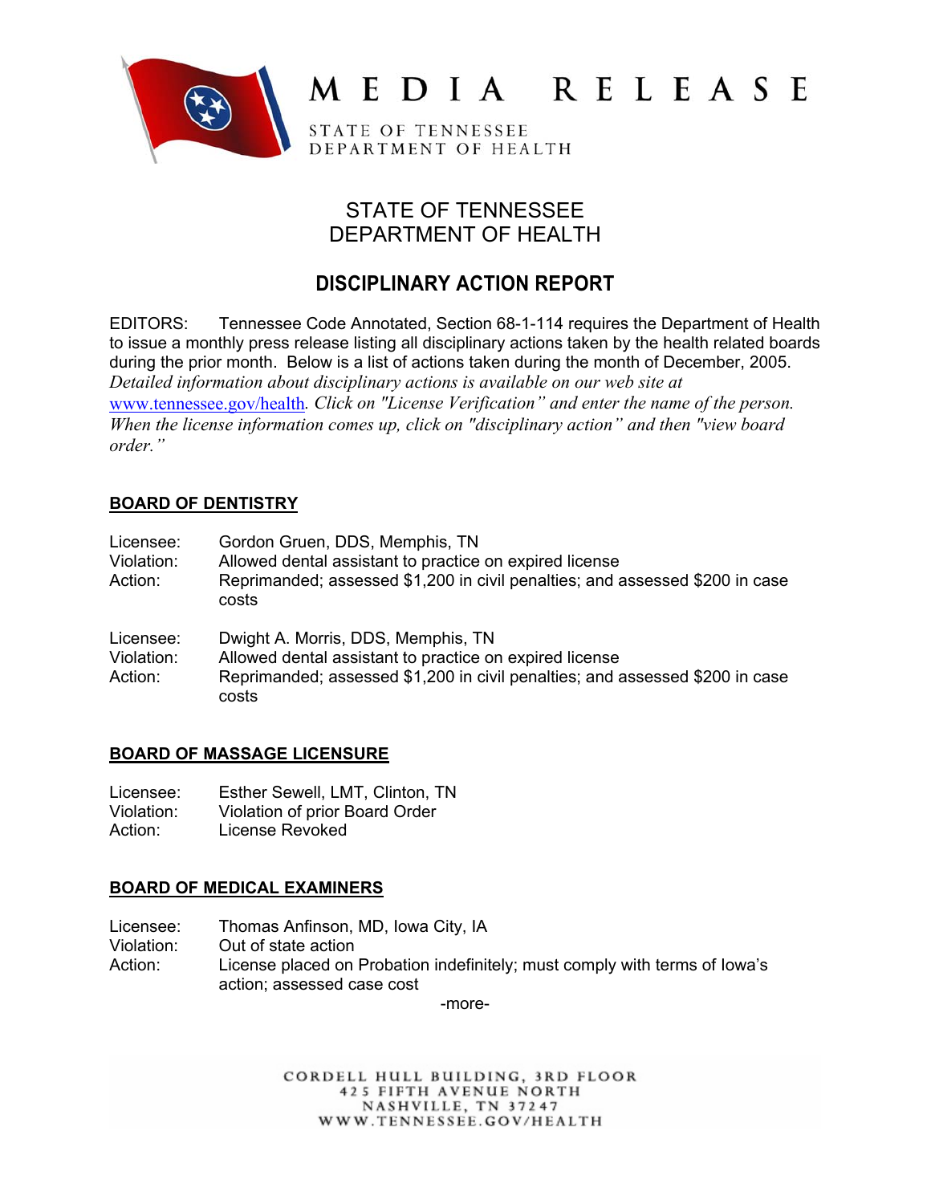# MEDIA RELEASE

STATE OF TENNESSEE
DEPARTMENT OF HEALTH

## STATE OF TENNESSEE
## DEPARTMENT OF HEALTH

## DISCIPLINARY ACTION REPORT

EDITORS: Tennessee Code Annotated, Section 68-1-114 requires the Department of Health to issue a monthly press release listing all disciplinary actions taken by the health related boards during the prior month. Below is a list of actions taken during the month of December, 2005. *Detailed information about disciplinary actions is available on our web site at www.tennessee.gov/health. Click on "License Verification" and enter the name of the person. When the license information comes up, click on "disciplinary action" and then "view board order."*

### BOARD OF DENTISTRY

Licensee: Gordon Gruen, DDS, Memphis, TN
Violation: Allowed dental assistant to practice on expired license
Action: Reprimanded; assessed $1,200 in civil penalties; and assessed $200 in case costs

Licensee: Dwight A. Morris, DDS, Memphis, TN
Violation: Allowed dental assistant to practice on expired license
Action: Reprimanded; assessed $1,200 in civil penalties; and assessed $200 in case costs

### BOARD OF MASSAGE LICENSURE

Licensee: Esther Sewell, LMT, Clinton, TN
Violation: Violation of prior Board Order
Action: License Revoked

### BOARD OF MEDICAL EXAMINERS

Licensee: Thomas Anfinson, MD, Iowa City, IA
Violation: Out of state action
Action: License placed on Probation indefinitely; must comply with terms of Iowa's action; assessed case cost

-more-

CORDELL HULL BUILDING, 3RD FLOOR
425 FIFTH AVENUE NORTH
NASHVILLE, TN 37247
WWW.TENNESSEE.GOV/HEALTH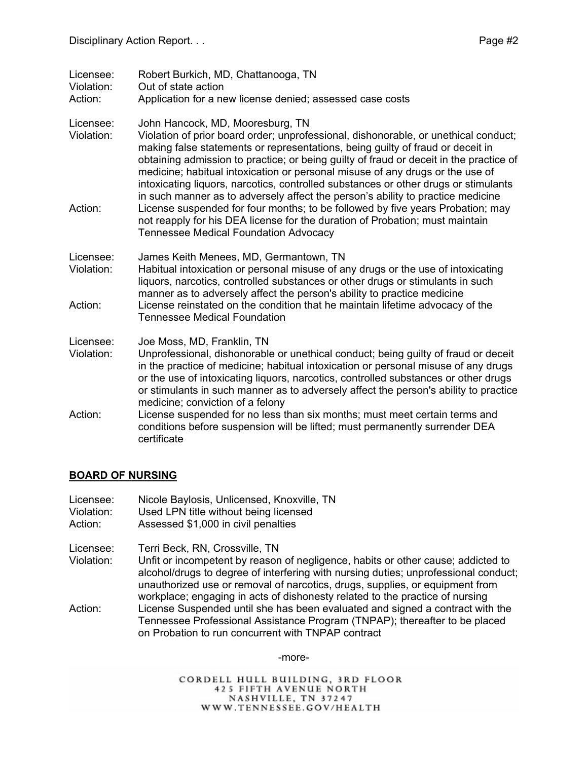Licensee: Robert Burkich, MD, Chattanooga, TN
Violation: Out of state action
Action: Application for a new license denied; assessed case costs

Licensee: John Hancock, MD, Mooresburg, TN
Violation: Violation of prior board order; unprofessional, dishonorable, or unethical conduct; making false statements or representations, being guilty of fraud or deceit in obtaining admission to practice; or being guilty of fraud or deceit in the practice of medicine; habitual intoxication or personal misuse of any drugs or the use of intoxicating liquors, narcotics, controlled substances or other drugs or stimulants in such manner as to adversely affect the person's ability to practice medicine
Action: License suspended for four months; to be followed by five years Probation; may not reapply for his DEA license for the duration of Probation; must maintain Tennessee Medical Foundation Advocacy

Licensee: James Keith Menees, MD, Germantown, TN
Violation: Habitual intoxication or personal misuse of any drugs or the use of intoxicating liquors, narcotics, controlled substances or other drugs or stimulants in such manner as to adversely affect the person's ability to practice medicine
Action: License reinstated on the condition that he maintain lifetime advocacy of the Tennessee Medical Foundation

Licensee: Joe Moss, MD, Franklin, TN
Violation: Unprofessional, dishonorable or unethical conduct; being guilty of fraud or deceit in the practice of medicine; habitual intoxication or personal misuse of any drugs or the use of intoxicating liquors, narcotics, controlled substances or other drugs or stimulants in such manner as to adversely affect the person's ability to practice medicine; conviction of a felony
Action: License suspended for no less than six months; must meet certain terms and conditions before suspension will be lifted; must permanently surrender DEA certificate

## **BOARD OF NURSING**

Licensee: Nicole Baylosis, Unlicensed, Knoxville, TN
Violation: Used LPN title without being licensed
Action: Assessed $1,000 in civil penalties

Licensee: Terri Beck, RN, Crossville, TN
Violation: Unfit or incompetent by reason of negligence, habits or other cause; addicted to alcohol/drugs to degree of interfering with nursing duties; unprofessional conduct; unauthorized use or removal of narcotics, drugs, supplies, or equipment from workplace; engaging in acts of dishonesty related to the practice of nursing
Action: License Suspended until she has been evaluated and signed a contract with the Tennessee Professional Assistance Program (TNPAP); thereafter to be placed on Probation to run concurrent with TNPAP contract

-more-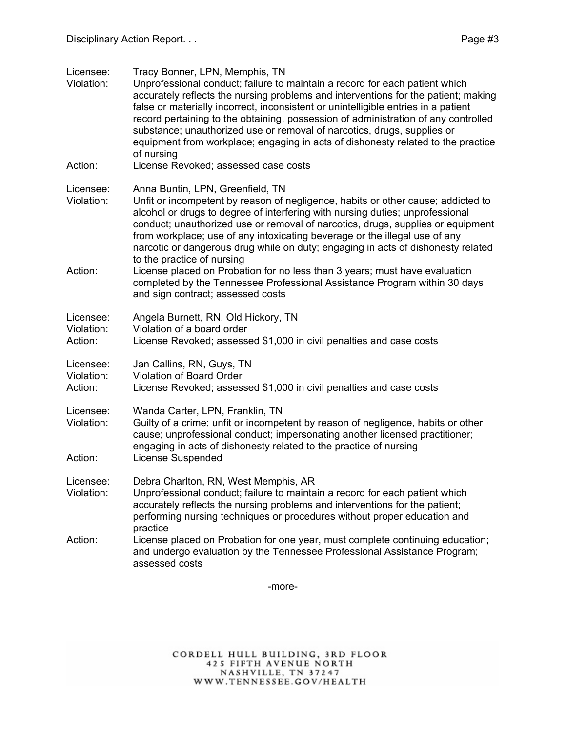Licensee: Tracy Bonner, LPN, Memphis, TN
Violation: Unprofessional conduct; failure to maintain a record for each patient which accurately reflects the nursing problems and interventions for the patient; making false or materially incorrect, inconsistent or unintelligible entries in a patient record pertaining to the obtaining, possession of administration of any controlled substance; unauthorized use or removal of narcotics, drugs, supplies or equipment from workplace; engaging in acts of dishonesty related to the practice of nursing
Action: License Revoked; assessed case costs

Licensee: Anna Buntin, LPN, Greenfield, TN
Violation: Unfit or incompetent by reason of negligence, habits or other cause; addicted to alcohol or drugs to degree of interfering with nursing duties; unprofessional conduct; unauthorized use or removal of narcotics, drugs, supplies or equipment from workplace; use of any intoxicating beverage or the illegal use of any narcotic or dangerous drug while on duty; engaging in acts of dishonesty related to the practice of nursing
Action: License placed on Probation for no less than 3 years; must have evaluation completed by the Tennessee Professional Assistance Program within 30 days and sign contract; assessed costs

Licensee: Angela Burnett, RN, Old Hickory, TN
Violation: Violation of a board order
Action: License Revoked; assessed $1,000 in civil penalties and case costs

Licensee: Jan Callins, RN, Guys, TN
Violation: Violation of Board Order
Action: License Revoked; assessed $1,000 in civil penalties and case costs

Licensee: Wanda Carter, LPN, Franklin, TN
Violation: Guilty of a crime; unfit or incompetent by reason of negligence, habits or other cause; unprofessional conduct; impersonating another licensed practitioner; engaging in acts of dishonesty related to the practice of nursing
Action: License Suspended

Licensee: Debra Charlton, RN, West Memphis, AR
Violation: Unprofessional conduct; failure to maintain a record for each patient which accurately reflects the nursing problems and interventions for the patient; performing nursing techniques or procedures without proper education and practice
Action: License placed on Probation for one year, must complete continuing education; and undergo evaluation by the Tennessee Professional Assistance Program; assessed costs

-more-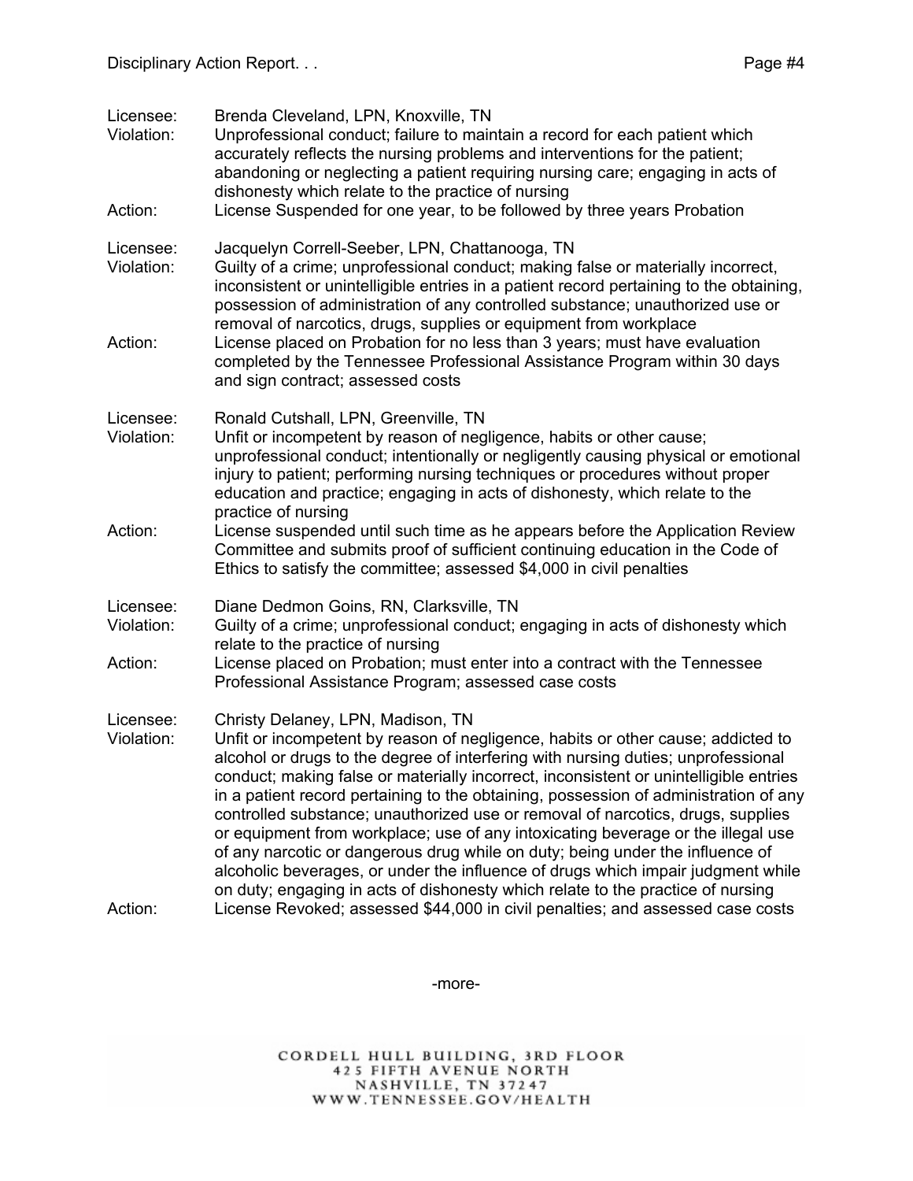Licensee: Brenda Cleveland, LPN, Knoxville, TN
Violation: Unprofessional conduct; failure to maintain a record for each patient which accurately reflects the nursing problems and interventions for the patient; abandoning or neglecting a patient requiring nursing care; engaging in acts of dishonesty which relate to the practice of nursing
Action: License Suspended for one year, to be followed by three years Probation

Licensee: Jacquelyn Correll-Seeber, LPN, Chattanooga, TN
Violation: Guilty of a crime; unprofessional conduct; making false or materially incorrect, inconsistent or unintelligible entries in a patient record pertaining to the obtaining, possession of administration of any controlled substance; unauthorized use or removal of narcotics, drugs, supplies or equipment from workplace
Action: License placed on Probation for no less than 3 years; must have evaluation completed by the Tennessee Professional Assistance Program within 30 days and sign contract; assessed costs

Licensee: Ronald Cutshall, LPN, Greenville, TN
Violation: Unfit or incompetent by reason of negligence, habits or other cause; unprofessional conduct; intentionally or negligently causing physical or emotional injury to patient; performing nursing techniques or procedures without proper education and practice; engaging in acts of dishonesty, which relate to the practice of nursing
Action: License suspended until such time as he appears before the Application Review Committee and submits proof of sufficient continuing education in the Code of Ethics to satisfy the committee; assessed $4,000 in civil penalties

Licensee: Diane Dedmon Goins, RN, Clarksville, TN
Violation: Guilty of a crime; unprofessional conduct; engaging in acts of dishonesty which relate to the practice of nursing
Action: License placed on Probation; must enter into a contract with the Tennessee Professional Assistance Program; assessed case costs

Licensee: Christy Delaney, LPN, Madison, TN
Violation: Unfit or incompetent by reason of negligence, habits or other cause; addicted to alcohol or drugs to the degree of interfering with nursing duties; unprofessional conduct; making false or materially incorrect, inconsistent or unintelligible entries in a patient record pertaining to the obtaining, possession of administration of any controlled substance; unauthorized use or removal of narcotics, drugs, supplies or equipment from workplace; use of any intoxicating beverage or the illegal use of any narcotic or dangerous drug while on duty; being under the influence of alcoholic beverages, or under the influence of drugs which impair judgment while on duty; engaging in acts of dishonesty which relate to the practice of nursing
Action: License Revoked; assessed $44,000 in civil penalties; and assessed case costs

-more-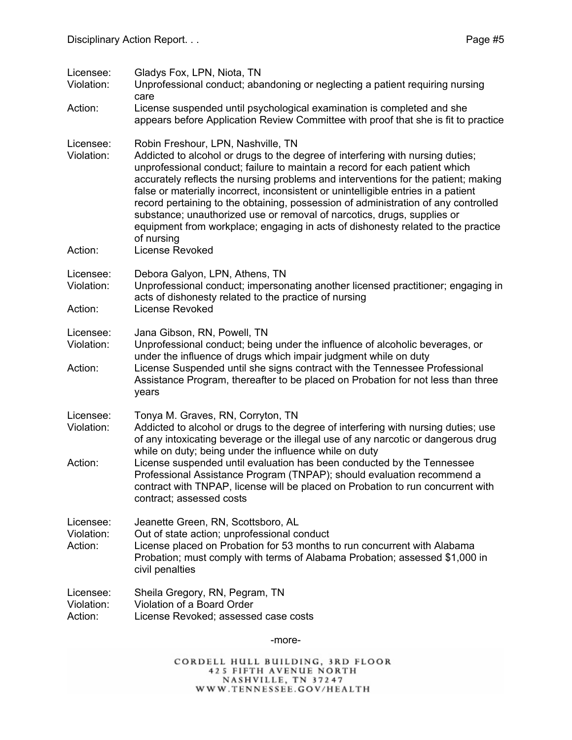Licensee: Gladys Fox, LPN, Niota, TN
Violation: Unprofessional conduct; abandoning or neglecting a patient requiring nursing care
Action: License suspended until psychological examination is completed and she appears before Application Review Committee with proof that she is fit to practice

Licensee: Robin Freshour, LPN, Nashville, TN
Violation: Addicted to alcohol or drugs to the degree of interfering with nursing duties; unprofessional conduct; failure to maintain a record for each patient which accurately reflects the nursing problems and interventions for the patient; making false or materially incorrect, inconsistent or unintelligible entries in a patient record pertaining to the obtaining, possession of administration of any controlled substance; unauthorized use or removal of narcotics, drugs, supplies or equipment from workplace; engaging in acts of dishonesty related to the practice of nursing
Action: License Revoked

Licensee: Debora Galyon, LPN, Athens, TN
Violation: Unprofessional conduct; impersonating another licensed practitioner; engaging in acts of dishonesty related to the practice of nursing
Action: License Revoked

Licensee: Jana Gibson, RN, Powell, TN
Violation: Unprofessional conduct; being under the influence of alcoholic beverages, or under the influence of drugs which impair judgment while on duty
Action: License Suspended until she signs contract with the Tennessee Professional Assistance Program, thereafter to be placed on Probation for not less than three years

Licensee: Tonya M. Graves, RN, Corryton, TN
Violation: Addicted to alcohol or drugs to the degree of interfering with nursing duties; use of any intoxicating beverage or the illegal use of any narcotic or dangerous drug while on duty; being under the influence while on duty
Action: License suspended until evaluation has been conducted by the Tennessee Professional Assistance Program (TNPAP); should evaluation recommend a contract with TNPAP, license will be placed on Probation to run concurrent with contract; assessed costs

Licensee: Jeanette Green, RN, Scottsboro, AL
Violation: Out of state action; unprofessional conduct
Action: License placed on Probation for 53 months to run concurrent with Alabama Probation; must comply with terms of Alabama Probation; assessed $1,000 in civil penalties

Licensee: Sheila Gregory, RN, Pegram, TN
Violation: Violation of a Board Order
Action: License Revoked; assessed case costs

-more-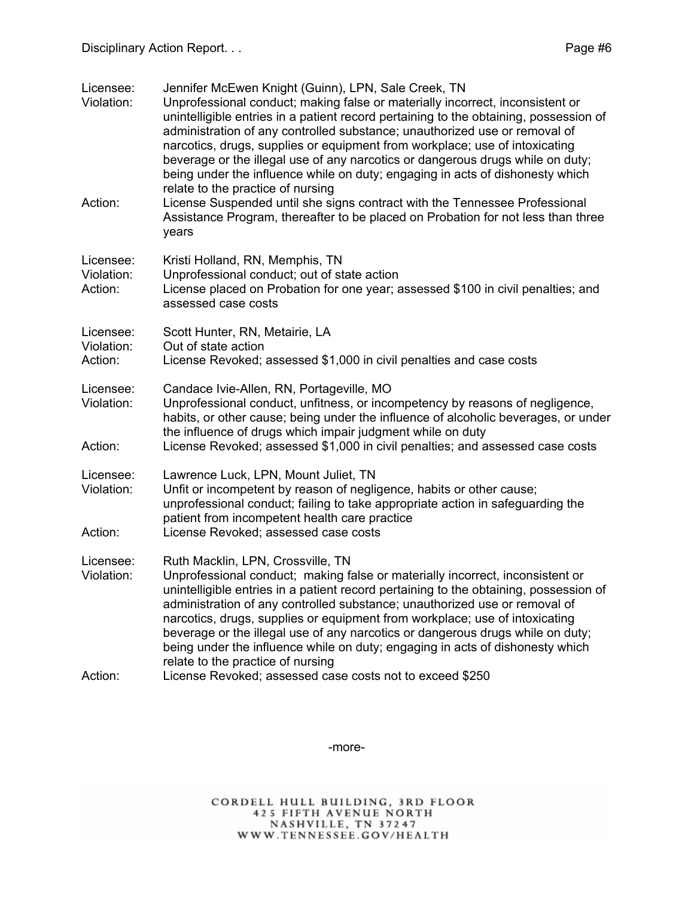Licensee: Jennifer McEwen Knight (Guinn), LPN, Sale Creek, TN
Violation: Unprofessional conduct; making false or materially incorrect, inconsistent or unintelligible entries in a patient record pertaining to the obtaining, possession of administration of any controlled substance; unauthorized use or removal of narcotics, drugs, supplies or equipment from workplace; use of intoxicating beverage or the illegal use of any narcotics or dangerous drugs while on duty; being under the influence while on duty; engaging in acts of dishonesty which relate to the practice of nursing
Action: License Suspended until she signs contract with the Tennessee Professional Assistance Program, thereafter to be placed on Probation for not less than three years

Licensee: Kristi Holland, RN, Memphis, TN
Violation: Unprofessional conduct; out of state action
Action: License placed on Probation for one year; assessed $100 in civil penalties; and assessed case costs

Licensee: Scott Hunter, RN, Metairie, LA
Violation: Out of state action
Action: License Revoked; assessed $1,000 in civil penalties and case costs

Licensee: Candace Ivie-Allen, RN, Portageville, MO
Violation: Unprofessional conduct, unfitness, or incompetency by reasons of negligence, habits, or other cause; being under the influence of alcoholic beverages, or under the influence of drugs which impair judgment while on duty
Action: License Revoked; assessed $1,000 in civil penalties; and assessed case costs

Licensee: Lawrence Luck, LPN, Mount Juliet, TN
Violation: Unfit or incompetent by reason of negligence, habits or other cause; unprofessional conduct; failing to take appropriate action in safeguarding the patient from incompetent health care practice
Action: License Revoked; assessed case costs

Licensee: Ruth Macklin, LPN, Crossville, TN
Violation: Unprofessional conduct; making false or materially incorrect, inconsistent or unintelligible entries in a patient record pertaining to the obtaining, possession of administration of any controlled substance; unauthorized use or removal of narcotics, drugs, supplies or equipment from workplace; use of intoxicating beverage or the illegal use of any narcotics or dangerous drugs while on duty; being under the influence while on duty; engaging in acts of dishonesty which relate to the practice of nursing
Action: License Revoked; assessed case costs not to exceed $250

-more-

CORDELL HULL BUILDING, 3RD FLOOR
425 FIFTH AVENUE NORTH
NASHVILLE, TN 37247
WWW.TENNESSEE.GOV/HEALTH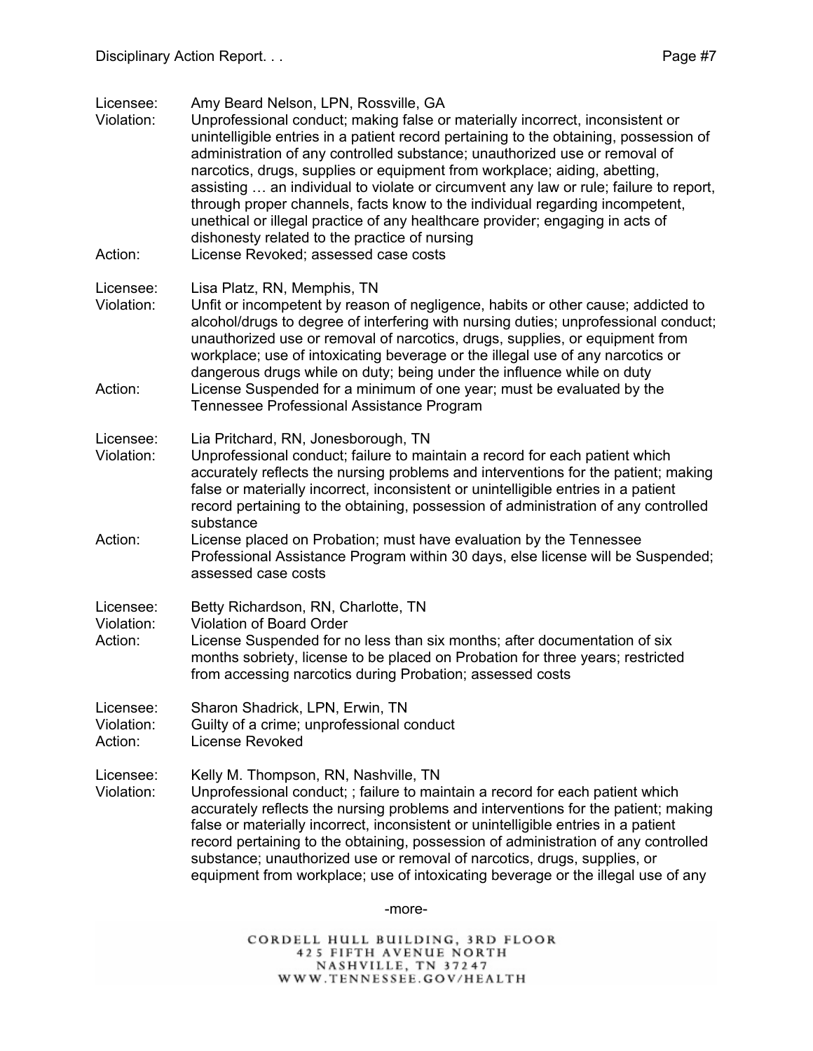Licensee: Amy Beard Nelson, LPN, Rossville, GA
Violation: Unprofessional conduct; making false or materially incorrect, inconsistent or unintelligible entries in a patient record pertaining to the obtaining, possession of administration of any controlled substance; unauthorized use or removal of narcotics, drugs, supplies or equipment from workplace; aiding, abetting, assisting … an individual to violate or circumvent any law or rule; failure to report, through proper channels, facts know to the individual regarding incompetent, unethical or illegal practice of any healthcare provider; engaging in acts of dishonesty related to the practice of nursing
Action: License Revoked; assessed case costs

Licensee: Lisa Platz, RN, Memphis, TN
Violation: Unfit or incompetent by reason of negligence, habits or other cause; addicted to alcohol/drugs to degree of interfering with nursing duties; unprofessional conduct; unauthorized use or removal of narcotics, drugs, supplies, or equipment from workplace; use of intoxicating beverage or the illegal use of any narcotics or dangerous drugs while on duty; being under the influence while on duty
Action: License Suspended for a minimum of one year; must be evaluated by the Tennessee Professional Assistance Program

Licensee: Lia Pritchard, RN, Jonesborough, TN
Violation: Unprofessional conduct; failure to maintain a record for each patient which accurately reflects the nursing problems and interventions for the patient; making false or materially incorrect, inconsistent or unintelligible entries in a patient record pertaining to the obtaining, possession of administration of any controlled substance
Action: License placed on Probation; must have evaluation by the Tennessee Professional Assistance Program within 30 days, else license will be Suspended; assessed case costs

Licensee: Betty Richardson, RN, Charlotte, TN
Violation: Violation of Board Order
Action: License Suspended for no less than six months; after documentation of six months sobriety, license to be placed on Probation for three years; restricted from accessing narcotics during Probation; assessed costs

Licensee: Sharon Shadrick, LPN, Erwin, TN
Violation: Guilty of a crime; unprofessional conduct
Action: License Revoked

Licensee: Kelly M. Thompson, RN, Nashville, TN
Violation: Unprofessional conduct; ; failure to maintain a record for each patient which accurately reflects the nursing problems and interventions for the patient; making false or materially incorrect, inconsistent or unintelligible entries in a patient record pertaining to the obtaining, possession of administration of any controlled substance; unauthorized use or removal of narcotics, drugs, supplies, or equipment from workplace; use of intoxicating beverage or the illegal use of any

-more-

CORDELL HULL BUILDING, 3RD FLOOR
425 FIFTH AVENUE NORTH
NASHVILLE, TN 37247
WWW.TENNESSEE.GOV/HEALTH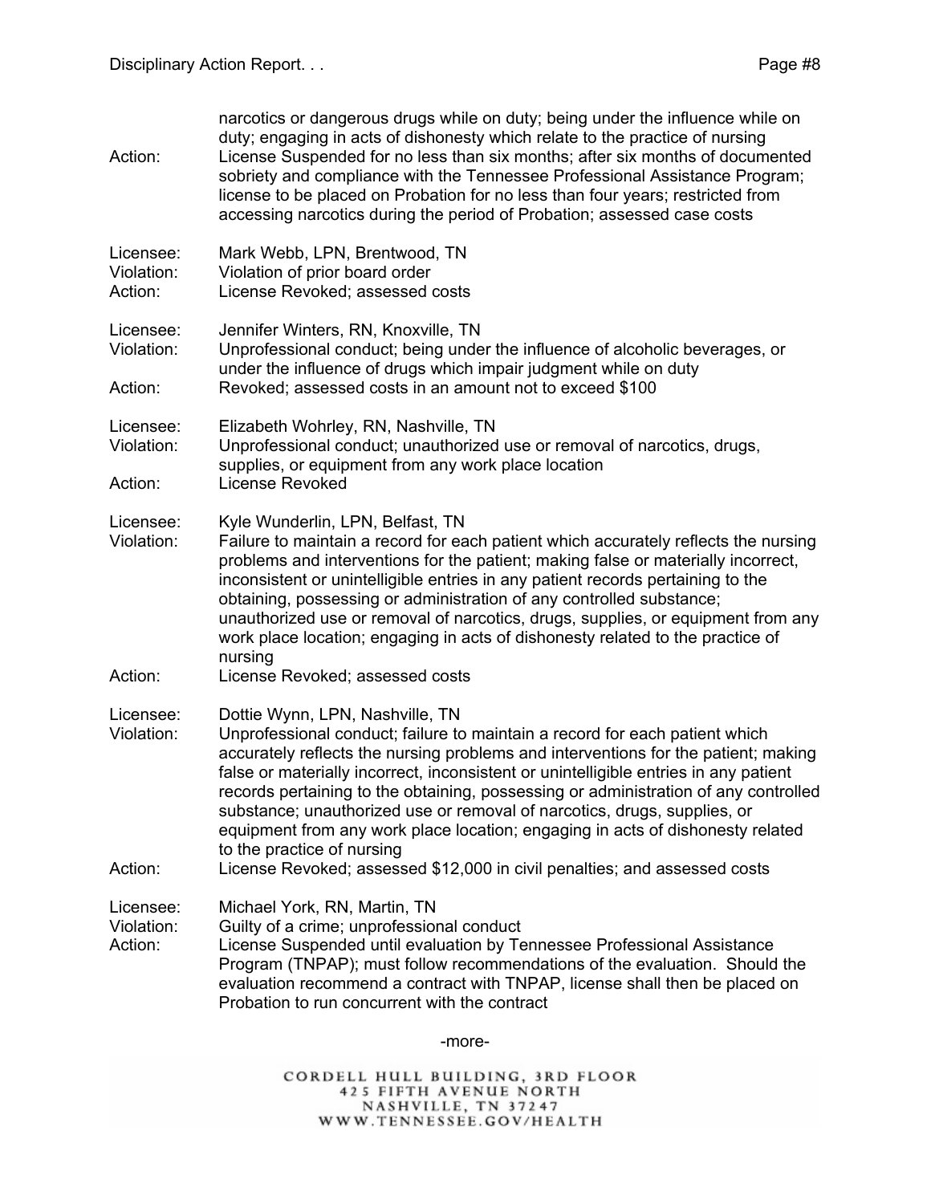narcotics or dangerous drugs while on duty; being under the influence while on duty; engaging in acts of dishonesty which relate to the practice of nursing

Action: License Suspended for no less than six months; after six months of documented sobriety and compliance with the Tennessee Professional Assistance Program; license to be placed on Probation for no less than four years; restricted from accessing narcotics during the period of Probation; assessed case costs

Licensee: Mark Webb, LPN, Brentwood, TN
Violation: Violation of prior board order
Action: License Revoked; assessed costs

Licensee: Jennifer Winters, RN, Knoxville, TN
Violation: Unprofessional conduct; being under the influence of alcoholic beverages, or under the influence of drugs which impair judgment while on duty
Action: Revoked; assessed costs in an amount not to exceed $100

Licensee: Elizabeth Wohrley, RN, Nashville, TN
Violation: Unprofessional conduct; unauthorized use or removal of narcotics, drugs, supplies, or equipment from any work place location
Action: License Revoked

Licensee: Kyle Wunderlin, LPN, Belfast, TN
Violation: Failure to maintain a record for each patient which accurately reflects the nursing problems and interventions for the patient; making false or materially incorrect, inconsistent or unintelligible entries in any patient records pertaining to the obtaining, possessing or administration of any controlled substance; unauthorized use or removal of narcotics, drugs, supplies, or equipment from any work place location; engaging in acts of dishonesty related to the practice of nursing
Action: License Revoked; assessed costs

Licensee: Dottie Wynn, LPN, Nashville, TN
Violation: Unprofessional conduct; failure to maintain a record for each patient which accurately reflects the nursing problems and interventions for the patient; making false or materially incorrect, inconsistent or unintelligible entries in any patient records pertaining to the obtaining, possessing or administration of any controlled substance; unauthorized use or removal of narcotics, drugs, supplies, or equipment from any work place location; engaging in acts of dishonesty related to the practice of nursing
Action: License Revoked; assessed $12,000 in civil penalties; and assessed costs

Licensee: Michael York, RN, Martin, TN
Violation: Guilty of a crime; unprofessional conduct
Action: License Suspended until evaluation by Tennessee Professional Assistance Program (TNPAP); must follow recommendations of the evaluation. Should the evaluation recommend a contract with TNPAP, license shall then be placed on Probation to run concurrent with the contract

-more-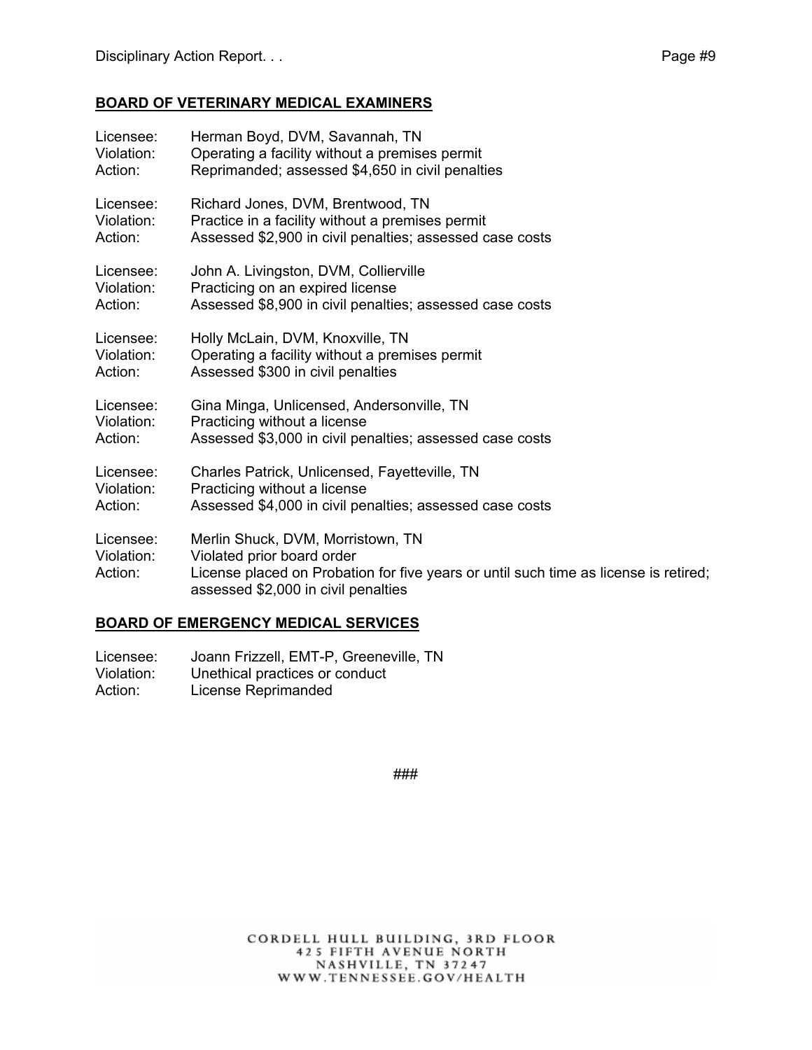## BOARD OF VETERINARY MEDICAL EXAMINERS

Licensee: Herman Boyd, DVM, Savannah, TN
Violation: Operating a facility without a premises permit
Action: Reprimanded; assessed $4,650 in civil penalties

Licensee: Richard Jones, DVM, Brentwood, TN
Violation: Practice in a facility without a premises permit
Action: Assessed $2,900 in civil penalties; assessed case costs

Licensee: John A. Livingston, DVM, Collierville
Violation: Practicing on an expired license
Action: Assessed $8,900 in civil penalties; assessed case costs

Licensee: Holly McLain, DVM, Knoxville, TN
Violation: Operating a facility without a premises permit
Action: Assessed $300 in civil penalties

Licensee: Gina Minga, Unlicensed, Andersonville, TN
Violation: Practicing without a license
Action: Assessed $3,000 in civil penalties; assessed case costs

Licensee: Charles Patrick, Unlicensed, Fayetteville, TN
Violation: Practicing without a license
Action: Assessed $4,000 in civil penalties; assessed case costs

Licensee: Merlin Shuck, DVM, Morristown, TN
Violation: Violated prior board order
Action: License placed on Probation for five years or until such time as license is retired; assessed $2,000 in civil penalties

## BOARD OF EMERGENCY MEDICAL SERVICES

Licensee: Joann Frizzell, EMT-P, Greeneville, TN
Violation: Unethical practices or conduct
Action: License Reprimanded

###

CORDELL HULL BUILDING, 3RD FLOOR
425 FIFTH AVENUE NORTH
NASHVILLE, TN 37247
WWW.TENNESSEE.GOV/HEALTH